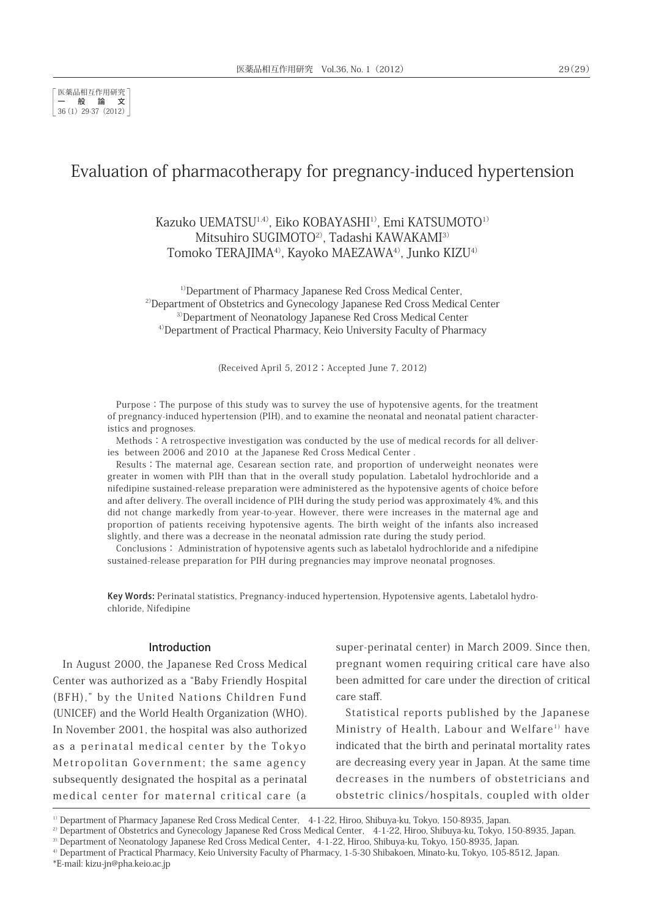医薬品相互作用研究
一 般 論 文
36 (1) 29-37 (2012)

# Evaluation of pharmacotherapy for pregnancy-induced hypertension

Kazuko UEMATSU[1,4], Eiko KOBAYASHI[1], Emi KATSUMOTO[1]
Mitsuhiro SUGIMOTO[2], Tadashi KAWAKAMI[3]
Tomoko TERAJIMA[4], Kayoko MAEZAWA[4], Junko KIZU[4]

[1]Department of Pharmacy Japanese Red Cross Medical Center,
[2]Department of Obstetrics and Gynecology Japanese Red Cross Medical Center
[3]Department of Neonatology Japanese Red Cross Medical Center
[4]Department of Practical Pharmacy, Keio University Faculty of Pharmacy

(Received April 5, 2012 ; Accepted June 7, 2012)

Purpose : The purpose of this study was to survey the use of hypotensive agents, for the treatment of pregnancy-induced hypertension (PIH), and to examine the neonatal and neonatal patient characteristics and prognoses.

Methods : A retrospective investigation was conducted by the use of medical records for all deliveries between 2006 and 2010 at the Japanese Red Cross Medical Center .

Results : The maternal age, Cesarean section rate, and proportion of underweight neonates were greater in women with PIH than that in the overall study population. Labetalol hydrochloride and a nifedipine sustained-release preparation were administered as the hypotensive agents of choice before and after delivery. The overall incidence of PIH during the study period was approximately 4%, and this did not change markedly from year-to-year. However, there were increases in the maternal age and proportion of patients receiving hypotensive agents. The birth weight of the infants also increased slightly, and there was a decrease in the neonatal admission rate during the study period.

Conclusions : Administration of hypotensive agents such as labetalol hydrochloride and a nifedipine sustained-release preparation for PIH during pregnancies may improve neonatal prognoses.

**Key Words:** Perinatal statistics, Pregnancy-induced hypertension, Hypotensive agents, Labetalol hydrochloride, Nifedipine

## Introduction

In August 2000, the Japanese Red Cross Medical Center was authorized as a "Baby Friendly Hospital (BFH)," by the United Nations Children Fund (UNICEF) and the World Health Organization (WHO). In November 2001, the hospital was also authorized as a perinatal medical center by the Tokyo Metropolitan Government; the same agency subsequently designated the hospital as a perinatal medical center for maternal critical care (a super-perinatal center) in March 2009. Since then, pregnant women requiring critical care have also been admitted for care under the direction of critical care staff.

Statistical reports published by the Japanese Ministry of Health, Labour and Welfare[1] have indicated that the birth and perinatal mortality rates are decreasing every year in Japan. At the same time decreases in the numbers of obstetricians and obstetric clinics/hospitals, coupled with older

[1] Department of Pharmacy Japanese Red Cross Medical Center, 4-1-22, Hiroo, Shibuya-ku, Tokyo, 150-8935, Japan.
[2] Department of Obstetrics and Gynecology Japanese Red Cross Medical Center, 4-1-22, Hiroo, Shibuya-ku, Tokyo, 150-8935, Japan.
[3] Department of Neonatology Japanese Red Cross Medical Center, 4-1-22, Hiroo, Shibuya-ku, Tokyo, 150-8935, Japan.
[4] Department of Practical Pharmacy, Keio University Faculty of Pharmacy, 1-5-30 Shibakoen, Minato-ku, Tokyo, 105-8512, Japan.
*E-mail: kizu-jn@pha.keio.ac.jp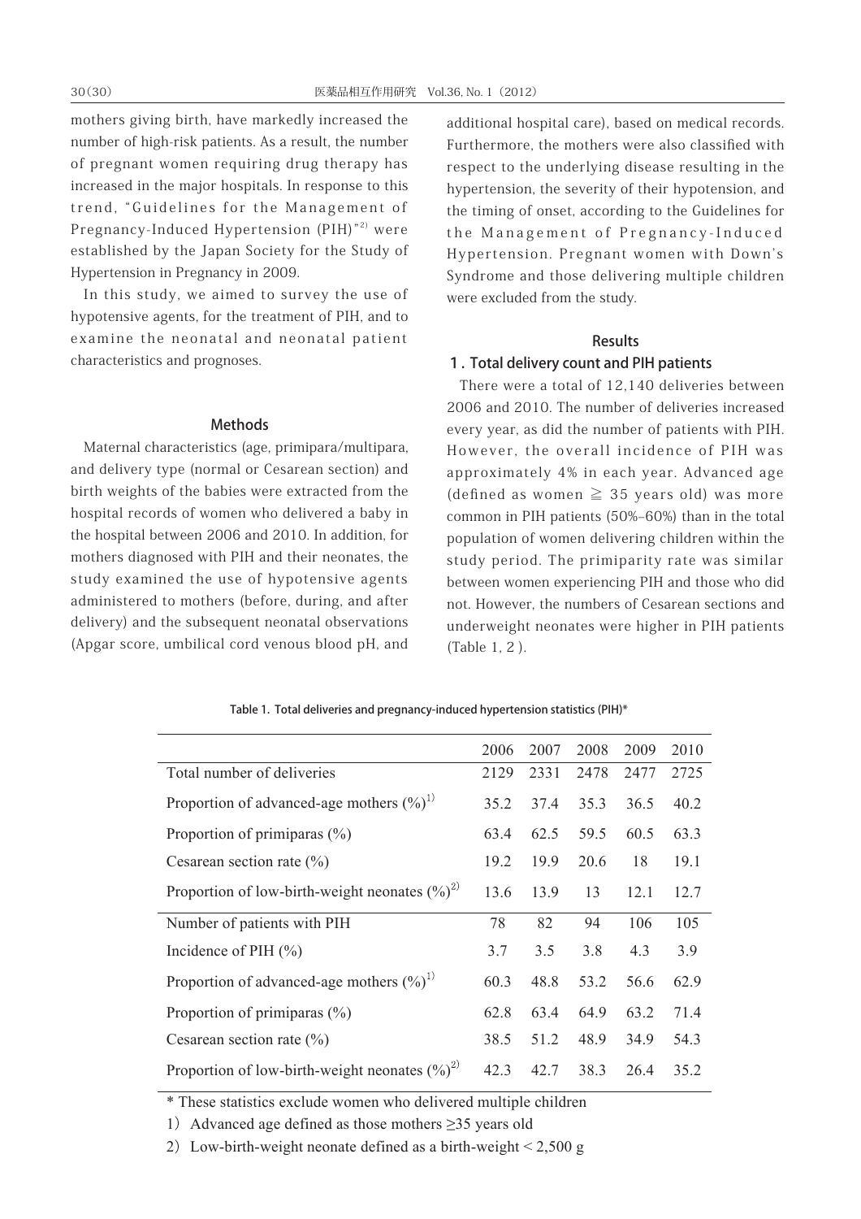mothers giving birth, have markedly increased the number of high-risk patients. As a result, the number of pregnant women requiring drug therapy has increased in the major hospitals. In response to this trend, "Guidelines for the Management of Pregnancy-Induced Hypertension (PIH)"[2] were established by the Japan Society for the Study of Hypertension in Pregnancy in 2009.

In this study, we aimed to survey the use of hypotensive agents, for the treatment of PIH, and to examine the neonatal and neonatal patient characteristics and prognoses.

## Methods

Maternal characteristics (age, primipara/multipara, and delivery type (normal or Cesarean section) and birth weights of the babies were extracted from the hospital records of women who delivered a baby in the hospital between 2006 and 2010. In addition, for mothers diagnosed with PIH and their neonates, the study examined the use of hypotensive agents administered to mothers (before, during, and after delivery) and the subsequent neonatal observations (Apgar score, umbilical cord venous blood pH, and additional hospital care), based on medical records. Furthermore, the mothers were also classified with respect to the underlying disease resulting in the hypertension, the severity of their hypotension, and the timing of onset, according to the Guidelines for the Management of Pregnancy-Induced Hypertension. Pregnant women with Down's Syndrome and those delivering multiple children were excluded from the study.

## Results

### 1. Total delivery count and PIH patients

There were a total of 12,140 deliveries between 2006 and 2010. The number of deliveries increased every year, as did the number of patients with PIH. However, the overall incidence of PIH was approximately 4% in each year. Advanced age (defined as women ≧ 35 years old) was more common in PIH patients (50%–60%) than in the total population of women delivering children within the study period. The primiparity rate was similar between women experiencing PIH and those who did not. However, the numbers of Cesarean sections and underweight neonates were higher in PIH patients (Table 1, 2).

Table 1. Total deliveries and pregnancy-induced hypertension statistics (PIH)*

| | 2006 | 2007 | 2008 | 2009 | 2010 |
|---|---|---|---|---|---|
| Total number of deliveries | 2129 | 2331 | 2478 | 2477 | 2725 |
| Proportion of advanced-age mothers (%)[1] | 35.2 | 37.4 | 35.3 | 36.5 | 40.2 |
| Proportion of primiparas (%) | 63.4 | 62.5 | 59.5 | 60.5 | 63.3 |
| Cesarean section rate (%) | 19.2 | 19.9 | 20.6 | 18 | 19.1 |
| Proportion of low-birth-weight neonates (%)[2] | 13.6 | 13.9 | 13 | 12.1 | 12.7 |
| Number of patients with PIH | 78 | 82 | 94 | 106 | 105 |
| Incidence of PIH (%) | 3.7 | 3.5 | 3.8 | 4.3 | 3.9 |
| Proportion of advanced-age mothers (%)[1] | 60.3 | 48.8 | 53.2 | 56.6 | 62.9 |
| Proportion of primiparas (%) | 62.8 | 63.4 | 64.9 | 63.2 | 71.4 |
| Cesarean section rate (%) | 38.5 | 51.2 | 48.9 | 34.9 | 54.3 |
| Proportion of low-birth-weight neonates (%)[2] | 42.3 | 42.7 | 38.3 | 26.4 | 35.2 |

* These statistics exclude women who delivered multiple children

1) Advanced age defined as those mothers ≥35 years old

2) Low-birth-weight neonate defined as a birth-weight < 2,500 g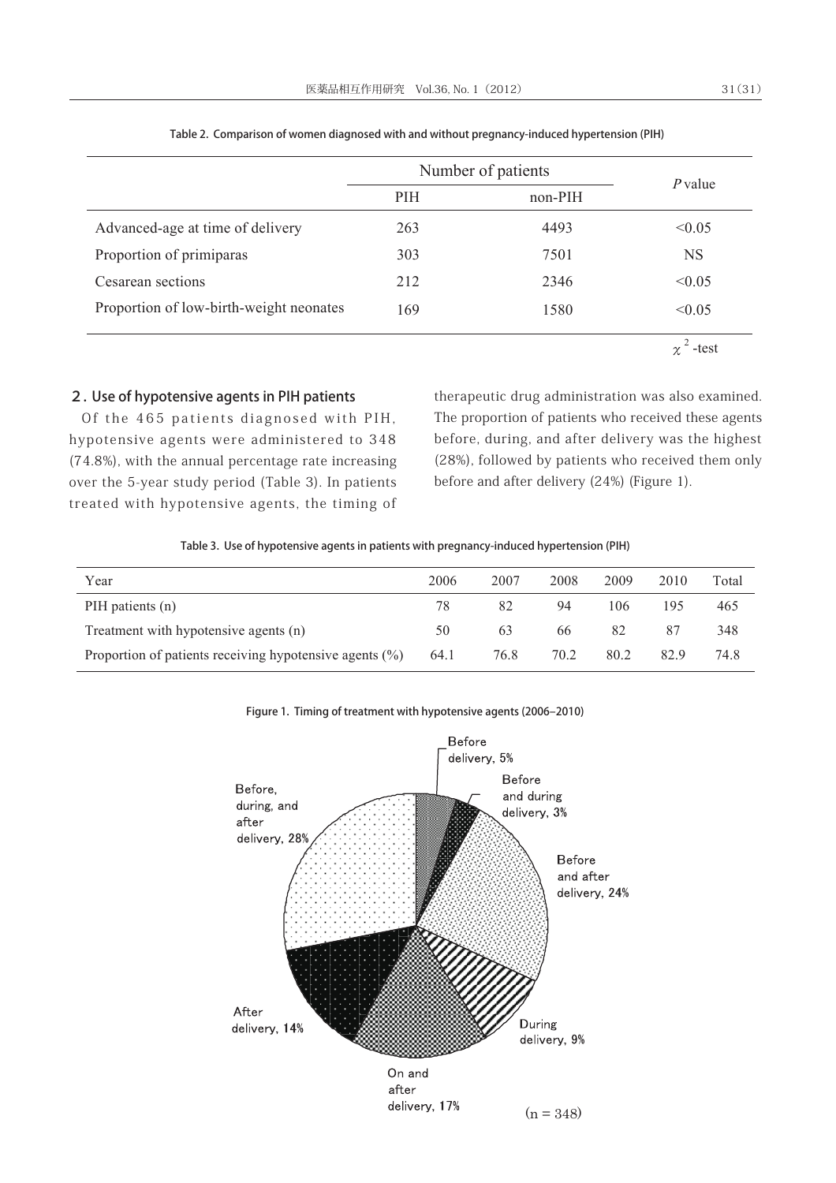Table 2. Comparison of women diagnosed with and without pregnancy-induced hypertension (PIH)

| | Number of patients | | *P* value |
|---|---|---|---|
| | PIH | non-PIH | |
| Advanced-age at time of delivery | 263 | 4493 | <0.05 |
| Proportion of primiparas | 303 | 7501 | NS |
| Cesarean sections | 212 | 2346 | <0.05 |
| Proportion of low-birth-weight neonates | 169 | 1580 | <0.05 |

$\chi^2$-test

## 2. Use of hypotensive agents in PIH patients

Of the 465 patients diagnosed with PIH, hypotensive agents were administered to 348 (74.8%), with the annual percentage rate increasing over the 5-year study period (Table 3). In patients treated with hypotensive agents, the timing of therapeutic drug administration was also examined. The proportion of patients who received these agents before, during, and after delivery was the highest (28%), followed by patients who received them only before and after delivery (24%) (Figure 1).

Table 3. Use of hypotensive agents in patients with pregnancy-induced hypertension (PIH)

| Year | 2006 | 2007 | 2008 | 2009 | 2010 | Total |
|---|---|---|---|---|---|---|
| PIH patients (n) | 78 | 82 | 94 | 106 | 195 | 465 |
| Treatment with hypotensive agents (n) | 50 | 63 | 66 | 82 | 87 | 348 |
| Proportion of patients receiving hypotensive agents (%) | 64.1 | 76.8 | 70.2 | 80.2 | 82.9 | 74.8 |

Figure 1. Timing of treatment with hypotensive agents (2006–2010)

Before delivery, 5%; Before and during delivery, 3%; Before and after delivery, 24%; During delivery, 9%; On and after delivery, 17%; After delivery, 14%; Before, during, and after delivery, 28%

(n = 348)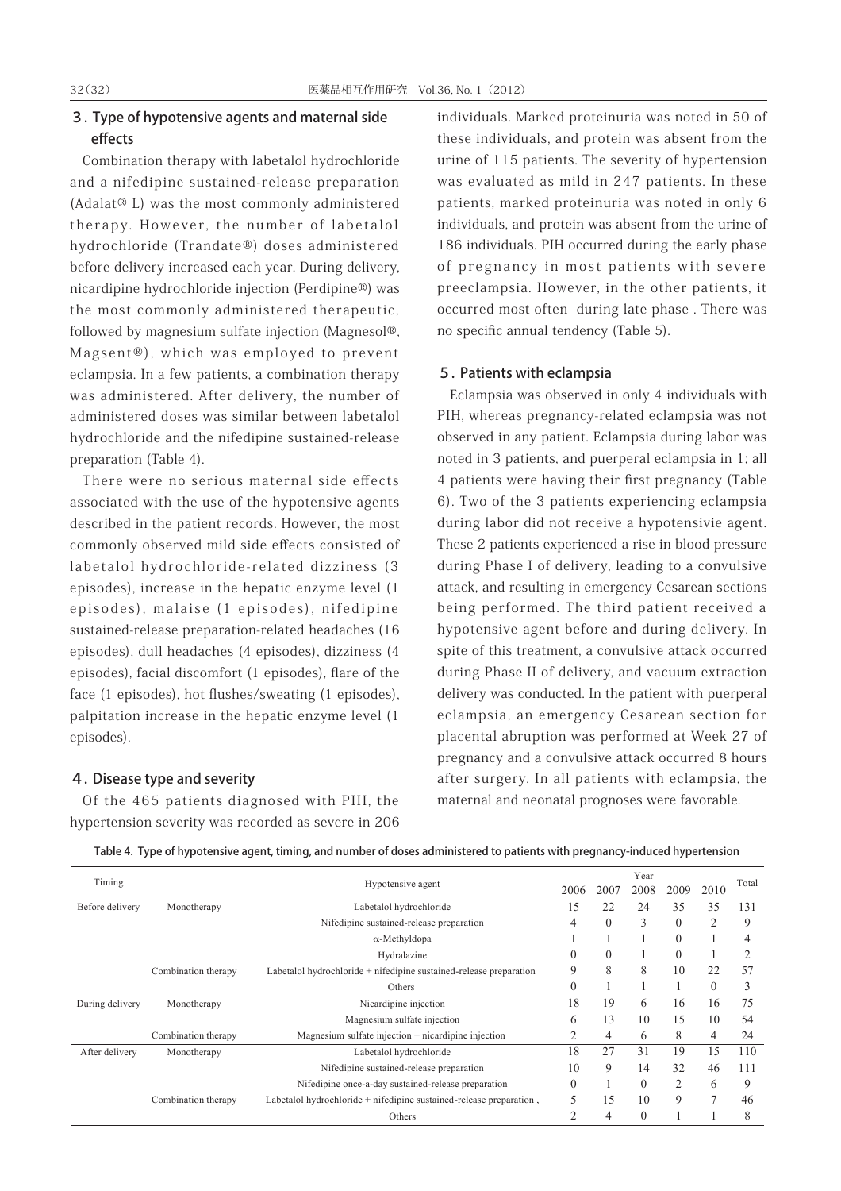## 3. Type of hypotensive agents and maternal side effects

Combination therapy with labetalol hydrochloride and a nifedipine sustained-release preparation (Adalat® L) was the most commonly administered therapy. However, the number of labetalol hydrochloride (Trandate®) doses administered before delivery increased each year. During delivery, nicardipine hydrochloride injection (Perdipine®) was the most commonly administered therapeutic, followed by magnesium sulfate injection (Magnesol®, Magsent®), which was employed to prevent eclampsia. In a few patients, a combination therapy was administered. After delivery, the number of administered doses was similar between labetalol hydrochloride and the nifedipine sustained-release preparation (Table 4).

There were no serious maternal side effects associated with the use of the hypotensive agents described in the patient records. However, the most commonly observed mild side effects consisted of labetalol hydrochloride-related dizziness (3 episodes), increase in the hepatic enzyme level (1 episodes), malaise (1 episodes), nifedipine sustained-release preparation-related headaches (16 episodes), dull headaches (4 episodes), dizziness (4 episodes), facial discomfort (1 episodes), flare of the face (1 episodes), hot flushes/sweating (1 episodes), palpitation increase in the hepatic enzyme level (1 episodes).

## 4. Disease type and severity

Of the 465 patients diagnosed with PIH, the hypertension severity was recorded as severe in 206 individuals. Marked proteinuria was noted in 50 of these individuals, and protein was absent from the urine of 115 patients. The severity of hypertension was evaluated as mild in 247 patients. In these patients, marked proteinuria was noted in only 6 individuals, and protein was absent from the urine of 186 individuals. PIH occurred during the early phase of pregnancy in most patients with severe preeclampsia. However, in the other patients, it occurred most often during late phase . There was no specific annual tendency (Table 5).

## 5. Patients with eclampsia

Eclampsia was observed in only 4 individuals with PIH, whereas pregnancy-related eclampsia was not observed in any patient. Eclampsia during labor was noted in 3 patients, and puerperal eclampsia in 1; all 4 patients were having their first pregnancy (Table 6). Two of the 3 patients experiencing eclampsia during labor did not receive a hypotensivie agent. These 2 patients experienced a rise in blood pressure during Phase I of delivery, leading to a convulsive attack, and resulting in emergency Cesarean sections being performed. The third patient received a hypotensive agent before and during delivery. In spite of this treatment, a convulsive attack occurred during Phase II of delivery, and vacuum extraction delivery was conducted. In the patient with puerperal eclampsia, an emergency Cesarean section for placental abruption was performed at Week 27 of pregnancy and a convulsive attack occurred 8 hours after surgery. In all patients with eclampsia, the maternal and neonatal prognoses were favorable.

**Table 4. Type of hypotensive agent, timing, and number of doses administered to patients with pregnancy-induced hypertension**

| Timing | | Hypotensive agent | Year | | | | | Total |
|---|---|---|---|---|---|---|---|---|
| | | | 2006 | 2007 | 2008 | 2009 | 2010 | |
| Before delivery | Monotherapy | Labetalol hydrochloride | 15 | 22 | 24 | 35 | 35 | 131 |
| | | Nifedipine sustained-release preparation | 4 | 0 | 3 | 0 | 2 | 9 |
| | | α-Methyldopa | 1 | 1 | 1 | 0 | 1 | 4 |
| | | Hydralazine | 0 | 0 | 1 | 0 | 1 | 2 |
| | Combination therapy | Labetalol hydrochloride + nifedipine sustained-release preparation | 9 | 8 | 8 | 10 | 22 | 57 |
| | | Others | 0 | 1 | 1 | 1 | 0 | 3 |
| During delivery | Monotherapy | Nicardipine injection | 18 | 19 | 6 | 16 | 16 | 75 |
| | | Magnesium sulfate injection | 6 | 13 | 10 | 15 | 10 | 54 |
| | Combination therapy | Magnesium sulfate injection + nicardipine injection | 2 | 4 | 6 | 8 | 4 | 24 |
| After delivery | Monotherapy | Labetalol hydrochloride | 18 | 27 | 31 | 19 | 15 | 110 |
| | | Nifedipine sustained-release preparation | 10 | 9 | 14 | 32 | 46 | 111 |
| | | Nifedipine once-a-day sustained-release preparation | 0 | 1 | 0 | 2 | 6 | 9 |
| | Combination therapy | Labetalol hydrochloride + nifedipine sustained-release preparation , | 5 | 15 | 10 | 9 | 7 | 46 |
| | | Others | 2 | 4 | 0 | 1 | 1 | 8 |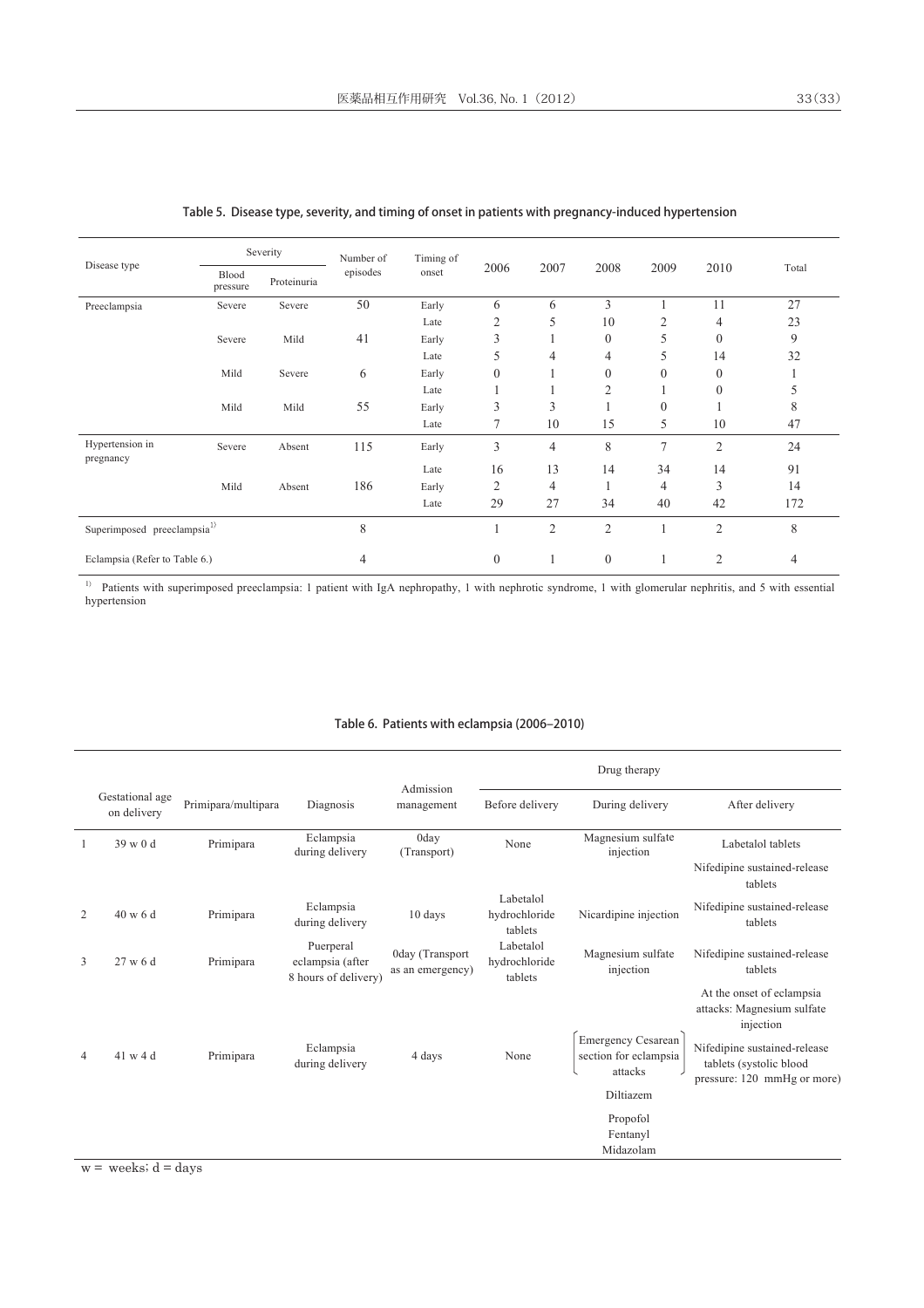**Table 5. Disease type, severity, and timing of onset in patients with pregnancy-induced hypertension**

| Disease type | Severity | | Number of episodes | Timing of onset | 2006 | 2007 | 2008 | 2009 | 2010 | Total |
|---|---|---|---|---|---|---|---|---|---|---|
| | Blood pressure | Proteinuria | | | | | | | | |
| Preeclampsia | Severe | Severe | 50 | Early | 6 | 6 | 3 | 1 | 11 | 27 |
| | | | | Late | 2 | 5 | 10 | 2 | 4 | 23 |
| | Severe | Mild | 41 | Early | 3 | 1 | 0 | 5 | 0 | 9 |
| | | | | Late | 5 | 4 | 4 | 5 | 14 | 32 |
| | Mild | Severe | 6 | Early | 0 | 1 | 0 | 0 | 0 | 1 |
| | | | | Late | 1 | 1 | 2 | 1 | 0 | 5 |
| | Mild | Mild | 55 | Early | 3 | 3 | 1 | 0 | 1 | 8 |
| | | | | Late | 7 | 10 | 15 | 5 | 10 | 47 |
| Hypertension in pregnancy | Severe | Absent | 115 | Early | 3 | 4 | 8 | 7 | 2 | 24 |
| | | | | Late | 16 | 13 | 14 | 34 | 14 | 91 |
| | Mild | Absent | 186 | Early | 2 | 4 | 1 | 4 | 3 | 14 |
| | | | | Late | 29 | 27 | 34 | 40 | 42 | 172 |
| Superimposed preeclampsia[1)] | | | 8 | | 1 | 2 | 2 | 1 | 2 | 8 |
| Eclampsia (Refer to Table 6.) | | | 4 | | 0 | 1 | 0 | 1 | 2 | 4 |

[1)] Patients with superimposed preeclampsia: 1 patient with IgA nephropathy, 1 with nephrotic syndrome, 1 with glomerular nephritis, and 5 with essential hypertension

**Table 6. Patients with eclampsia (2006–2010)**

| | Gestational age on delivery | Primipara/multipara | Diagnosis | Admission management | Drug therapy | | |
|---|---|---|---|---|---|---|---|
| | | | | | Before delivery | During delivery | After delivery |
| 1 | 39 w 0 d | Primipara | Eclampsia during delivery | 0day (Transport) | None | Magnesium sulfate injection | Labetalol tablets |
| | | | | | | | Nifedipine sustained-release tablets |
| 2 | 40 w 6 d | Primipara | Eclampsia during delivery | 10 days | Labetalol hydrochloride tablets | Nicardipine injection | Nifedipine sustained-release tablets |
| 3 | 27 w 6 d | Primipara | Puerperal eclampsia (after 8 hours of delivery) | 0day (Transport as an emergency) | Labetalol hydrochloride tablets | Magnesium sulfate injection | Nifedipine sustained-release tablets |
| 4 | 41 w 4 d | Primipara | Eclampsia during delivery | 4 days | None | (Emergency Cesarean section for eclampsia attacks) Diltiazem; Propofol; Fentanyl; Midazolam | At the onset of eclampsia attacks: Magnesium sulfate injection; Nifedipine sustained-release tablets (systolic blood pressure: 120 mmHg or more) |

w = weeks; d = days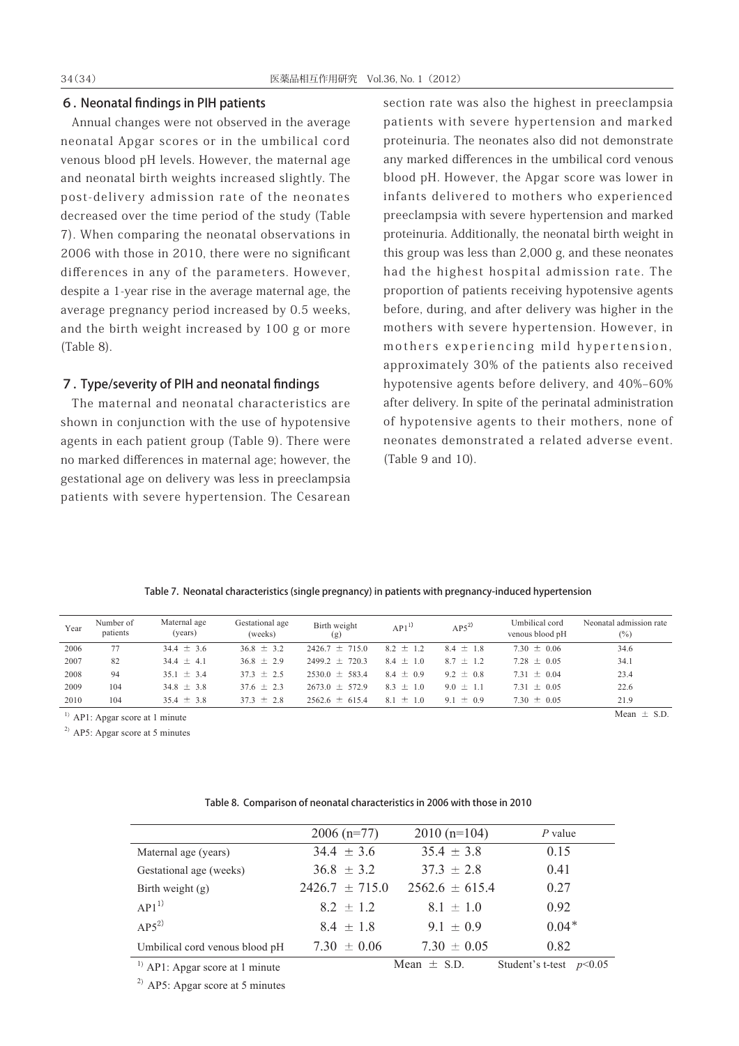## 6. Neonatal findings in PIH patients

Annual changes were not observed in the average neonatal Apgar scores or in the umbilical cord venous blood pH levels. However, the maternal age and neonatal birth weights increased slightly. The post-delivery admission rate of the neonates decreased over the time period of the study (Table 7). When comparing the neonatal observations in 2006 with those in 2010, there were no significant differences in any of the parameters. However, despite a 1-year rise in the average maternal age, the average pregnancy period increased by 0.5 weeks, and the birth weight increased by 100 g or more (Table 8).

## 7. Type/severity of PIH and neonatal findings

The maternal and neonatal characteristics are shown in conjunction with the use of hypotensive agents in each patient group (Table 9). There were no marked differences in maternal age; however, the gestational age on delivery was less in preeclampsia patients with severe hypertension. The Cesarean section rate was also the highest in preeclampsia patients with severe hypertension and marked proteinuria. The neonates also did not demonstrate any marked differences in the umbilical cord venous blood pH. However, the Apgar score was lower in infants delivered to mothers who experienced preeclampsia with severe hypertension and marked proteinuria. Additionally, the neonatal birth weight in this group was less than 2,000 g, and these neonates had the highest hospital admission rate. The proportion of patients receiving hypotensive agents before, during, and after delivery was higher in the mothers with severe hypertension. However, in mothers experiencing mild hypertension, approximately 30% of the patients also received hypotensive agents before delivery, and 40%–60% after delivery. In spite of the perinatal administration of hypotensive agents to their mothers, none of neonates demonstrated a related adverse event. (Table 9 and 10).

**Table 7. Neonatal characteristics (single pregnancy) in patients with pregnancy-induced hypertension**

| Year | Number of patients | Maternal age (years) | Gestational age (weeks) | Birth weight (g) | AP1[1)] | AP5[2)] | Umbilical cord venous blood pH | Neonatal admission rate (%) |
|---|---|---|---|---|---|---|---|---|
| 2006 | 77 | 34.4 ± 3.6 | 36.8 ± 3.2 | 2426.7 ± 715.0 | 8.2 ± 1.2 | 8.4 ± 1.8 | 7.30 ± 0.06 | 34.6 |
| 2007 | 82 | 34.4 ± 4.1 | 36.8 ± 2.9 | 2499.2 ± 720.3 | 8.4 ± 1.0 | 8.7 ± 1.2 | 7.28 ± 0.05 | 34.1 |
| 2008 | 94 | 35.1 ± 3.4 | 37.3 ± 2.5 | 2530.0 ± 583.4 | 8.4 ± 0.9 | 9.2 ± 0.8 | 7.31 ± 0.04 | 23.4 |
| 2009 | 104 | 34.8 ± 3.8 | 37.6 ± 2.3 | 2673.0 ± 572.9 | 8.3 ± 1.0 | 9.0 ± 1.1 | 7.31 ± 0.05 | 22.6 |
| 2010 | 104 | 35.4 ± 3.8 | 37.3 ± 2.8 | 2562.6 ± 615.4 | 8.1 ± 1.0 | 9.1 ± 0.9 | 7.30 ± 0.05 | 21.9 |

Mean ± S.D.

[1)] AP1: Apgar score at 1 minute

[2)] AP5: Apgar score at 5 minutes

**Table 8. Comparison of neonatal characteristics in 2006 with those in 2010**

| | 2006 (n=77) | 2010 (n=104) | *P* value |
|---|---|---|---|
| Maternal age (years) | 34.4 ± 3.6 | 35.4 ± 3.8 | 0.15 |
| Gestational age (weeks) | 36.8 ± 3.2 | 37.3 ± 2.8 | 0.41 |
| Birth weight (g) | 2426.7 ± 715.0 | 2562.6 ± 615.4 | 0.27 |
| AP1[1)] | 8.2 ± 1.2 | 8.1 ± 1.0 | 0.92 |
| AP5[2)] | 8.4 ± 1.8 | 9.1 ± 0.9 | 0.04* |
| Umbilical cord venous blood pH | 7.30 ± 0.06 | 7.30 ± 0.05 | 0.82 |

Mean ± S.D. Student's t-test $p<0.05$

[1)] AP1: Apgar score at 1 minute

[2)] AP5: Apgar score at 5 minutes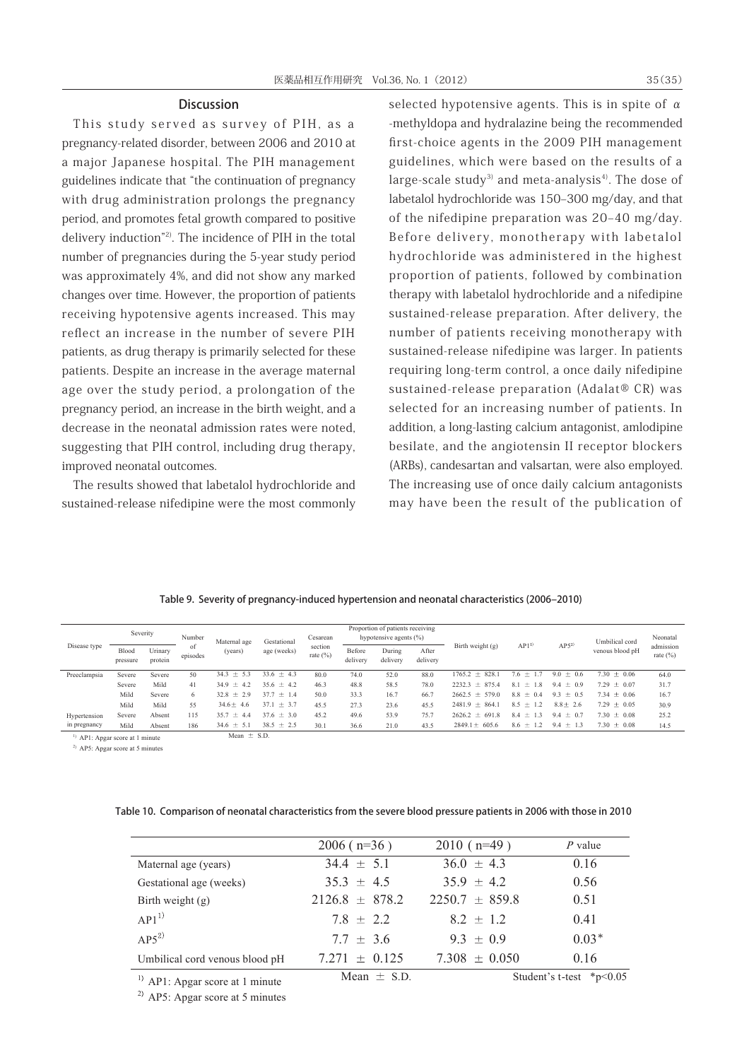## Discussion

This study served as survey of PIH, as a pregnancy-related disorder, between 2006 and 2010 at a major Japanese hospital. The PIH management guidelines indicate that "the continuation of pregnancy with drug administration prolongs the pregnancy period, and promotes fetal growth compared to positive delivery induction"[2]. The incidence of PIH in the total number of pregnancies during the 5-year study period was approximately 4%, and did not show any marked changes over time. However, the proportion of patients receiving hypotensive agents increased. This may reflect an increase in the number of severe PIH patients, as drug therapy is primarily selected for these patients. Despite an increase in the average maternal age over the study period, a prolongation of the pregnancy period, an increase in the birth weight, and a decrease in the neonatal admission rates were noted, suggesting that PIH control, including drug therapy, improved neonatal outcomes.

The results showed that labetalol hydrochloride and sustained-release nifedipine were the most commonly selected hypotensive agents. This is in spite of α-methyldopa and hydralazine being the recommended first-choice agents in the 2009 PIH management guidelines, which were based on the results of a large-scale study[3] and meta-analysis[4]. The dose of labetalol hydrochloride was 150–300 mg/day, and that of the nifedipine preparation was 20–40 mg/day. Before delivery, monotherapy with labetalol hydrochloride was administered in the highest proportion of patients, followed by combination therapy with labetalol hydrochloride and a nifedipine sustained-release preparation. After delivery, the number of patients receiving monotherapy with sustained-release nifedipine was larger. In patients requiring long-term control, a once daily nifedipine sustained-release preparation (Adalat® CR) was selected for an increasing number of patients. In addition, a long-lasting calcium antagonist, amlodipine besilate, and the angiotensin II receptor blockers (ARBs), candesartan and valsartan, were also employed. The increasing use of once daily calcium antagonists may have been the result of the publication of

**Table 9. Severity of pregnancy-induced hypertension and neonatal characteristics (2006–2010)**

| Disease type | Severity | | Number of episodes | Maternal age (years) | Gestational age (weeks) | Cesarean section rate (%) | Proportion of patients receiving hypotensive agents (%) | | | Birth weight (g) | AP1[1)] | AP5[2)] | Umbilical cord venous blood pH | Neonatal admission rate (%) |
|---|---|---|---|---|---|---|---|---|---|---|---|---|---|---|
| | Blood pressure | Urinary protein | | | | | Before delivery | During delivery | After delivery | | | | | |
| Preeclampsia | Severe | Severe | 50 | 34.3 ± 5.3 | 33.6 ± 4.3 | 80.0 | 74.0 | 52.0 | 88.0 | 1765.2 ± 828.1 | 7.6 ± 1.7 | 9.0 ± 0.6 | 7.30 ± 0.06 | 64.0 |
| | Severe | Mild | 41 | 34.9 ± 4.2 | 35.6 ± 4.2 | 46.3 | 48.8 | 58.5 | 78.0 | 2232.3 ± 875.4 | 8.1 ± 1.8 | 9.4 ± 0.9 | 7.29 ± 0.07 | 31.7 |
| | Mild | Severe | 6 | 32.8 ± 2.9 | 37.7 ± 1.4 | 50.0 | 33.3 | 16.7 | 66.7 | 2662.5 ± 579.0 | 8.8 ± 0.4 | 9.3 ± 0.5 | 7.34 ± 0.06 | 16.7 |
| | Mild | Mild | 55 | 34.6± 4.6 | 37.1 ± 3.7 | 45.5 | 27.3 | 23.6 | 45.5 | 2481.9 ± 864.1 | 8.5 ± 1.2 | 8.8± 2.6 | 7.29 ± 0.05 | 30.9 |
| Hypertension in pregnancy | Severe | Absent | 115 | 35.7 ± 4.4 | 37.6 ± 3.0 | 45.2 | 49.6 | 53.9 | 75.7 | 2626.2 ± 691.8 | 8.4 ± 1.3 | 9.4 ± 0.7 | 7.30 ± 0.08 | 25.2 |
| | Mild | Absent | 186 | 34.6 ± 5.1 | 38.5 ± 2.5 | 30.1 | 36.6 | 21.0 | 43.5 | 2849.1± 605.6 | 8.6 ± 1.2 | 9.4 ± 1.3 | 7.30 ± 0.08 | 14.5 |

Mean ± S.D.

1) AP1: Apgar score at 1 minute
2) AP5: Apgar score at 5 minutes

**Table 10. Comparison of neonatal characteristics from the severe blood pressure patients in 2006 with those in 2010**

| | 2006 ( n=36 ) | 2010 ( n=49 ) | *P* value |
|---|---|---|---|
| Maternal age (years) | 34.4 ± 5.1 | 36.0 ± 4.3 | 0.16 |
| Gestational age (weeks) | 35.3 ± 4.5 | 35.9 ± 4.2 | 0.56 |
| Birth weight (g) | 2126.8 ± 878.2 | 2250.7 ± 859.8 | 0.51 |
| AP1[1)] | 7.8 ± 2.2 | 8.2 ± 1.2 | 0.41 |
| AP5[2)] | 7.7 ± 3.6 | 9.3 ± 0.9 | 0.03* |
| Umbilical cord venous blood pH | 7.271 ± 0.125 | 7.308 ± 0.050 | 0.16 |

Mean ± S.D. Student's t-test *$p<0.05$

1) AP1: Apgar score at 1 minute
2) AP5: Apgar score at 5 minutes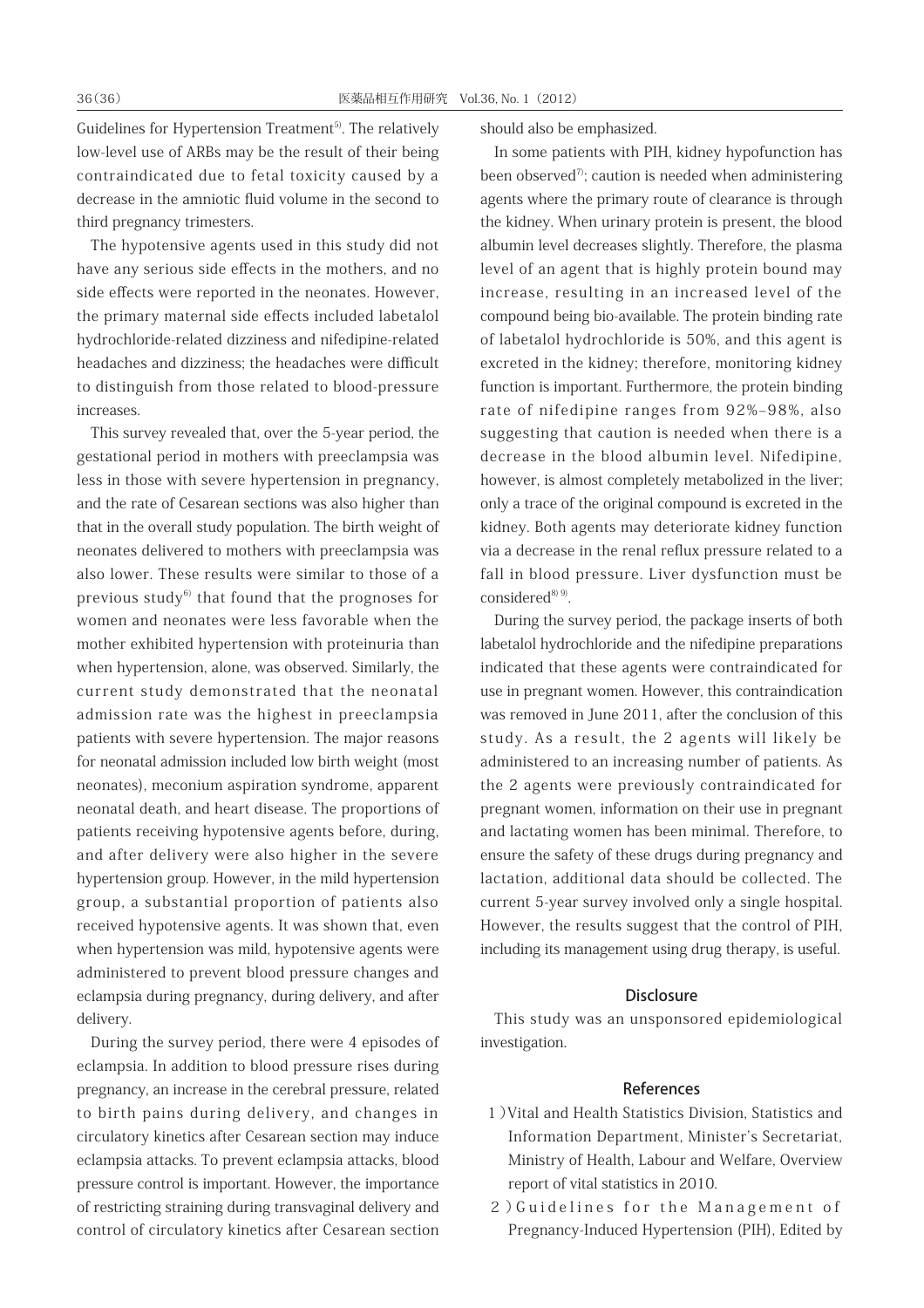Guidelines for Hypertension Treatment[5]. The relatively low-level use of ARBs may be the result of their being contraindicated due to fetal toxicity caused by a decrease in the amniotic fluid volume in the second to third pregnancy trimesters.

The hypotensive agents used in this study did not have any serious side effects in the mothers, and no side effects were reported in the neonates. However, the primary maternal side effects included labetalol hydrochloride-related dizziness and nifedipine-related headaches and dizziness; the headaches were difficult to distinguish from those related to blood-pressure increases.

This survey revealed that, over the 5-year period, the gestational period in mothers with preeclampsia was less in those with severe hypertension in pregnancy, and the rate of Cesarean sections was also higher than that in the overall study population. The birth weight of neonates delivered to mothers with preeclampsia was also lower. These results were similar to those of a previous study[6] that found that the prognoses for women and neonates were less favorable when the mother exhibited hypertension with proteinuria than when hypertension, alone, was observed. Similarly, the current study demonstrated that the neonatal admission rate was the highest in preeclampsia patients with severe hypertension. The major reasons for neonatal admission included low birth weight (most neonates), meconium aspiration syndrome, apparent neonatal death, and heart disease. The proportions of patients receiving hypotensive agents before, during, and after delivery were also higher in the severe hypertension group. However, in the mild hypertension group, a substantial proportion of patients also received hypotensive agents. It was shown that, even when hypertension was mild, hypotensive agents were administered to prevent blood pressure changes and eclampsia during pregnancy, during delivery, and after delivery.

During the survey period, there were 4 episodes of eclampsia. In addition to blood pressure rises during pregnancy, an increase in the cerebral pressure, related to birth pains during delivery, and changes in circulatory kinetics after Cesarean section may induce eclampsia attacks. To prevent eclampsia attacks, blood pressure control is important. However, the importance of restricting straining during transvaginal delivery and control of circulatory kinetics after Cesarean section should also be emphasized.

In some patients with PIH, kidney hypofunction has been observed[7]; caution is needed when administering agents where the primary route of clearance is through the kidney. When urinary protein is present, the blood albumin level decreases slightly. Therefore, the plasma level of an agent that is highly protein bound may increase, resulting in an increased level of the compound being bio-available. The protein binding rate of labetalol hydrochloride is 50%, and this agent is excreted in the kidney; therefore, monitoring kidney function is important. Furthermore, the protein binding rate of nifedipine ranges from 92%–98%, also suggesting that caution is needed when there is a decrease in the blood albumin level. Nifedipine, however, is almost completely metabolized in the liver; only a trace of the original compound is excreted in the kidney. Both agents may deteriorate kidney function via a decrease in the renal reflux pressure related to a fall in blood pressure. Liver dysfunction must be considered[8,9].

During the survey period, the package inserts of both labetalol hydrochloride and the nifedipine preparations indicated that these agents were contraindicated for use in pregnant women. However, this contraindication was removed in June 2011, after the conclusion of this study. As a result, the 2 agents will likely be administered to an increasing number of patients. As the 2 agents were previously contraindicated for pregnant women, information on their use in pregnant and lactating women has been minimal. Therefore, to ensure the safety of these drugs during pregnancy and lactation, additional data should be collected. The current 5-year survey involved only a single hospital. However, the results suggest that the control of PIH, including its management using drug therapy, is useful.

## Disclosure

This study was an unsponsored epidemiological investigation.

## References

1) Vital and Health Statistics Division, Statistics and Information Department, Minister's Secretariat, Ministry of Health, Labour and Welfare, Overview report of vital statistics in 2010.

2) Guidelines for the Management of Pregnancy-Induced Hypertension (PIH), Edited by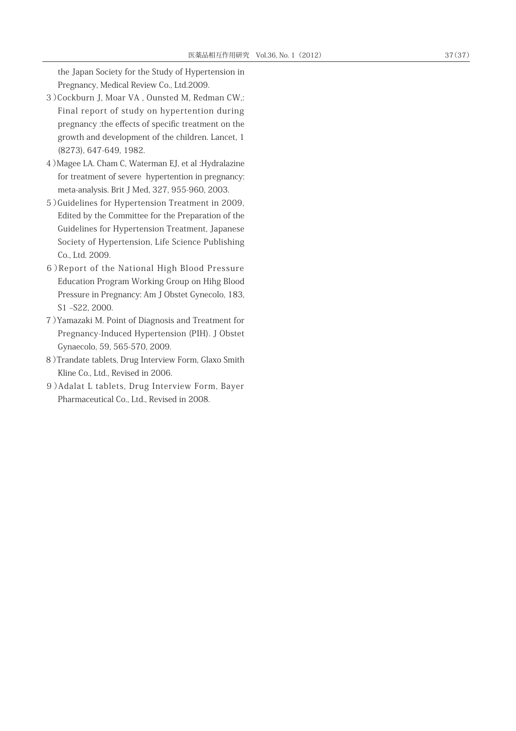the Japan Society for the Study of Hypertension in Pregnancy, Medical Review Co., Ltd.2009.

3 ) Cockburn J, Moar VA , Ounsted M, Redman CW,: Final report of study on hypertention during pregnancy :the effects of specific treatment on the growth and development of the children. Lancet, 1 (8273), 647-649, 1982.

4 ) Magee LA. Cham C, Waterman EJ, et al :Hydralazine for treatment of severe hypertention in pregnancy: meta-analysis. Brit J Med, 327, 955-960, 2003.

5 ) Guidelines for Hypertension Treatment in 2009, Edited by the Committee for the Preparation of the Guidelines for Hypertension Treatment, Japanese Society of Hypertension, Life Science Publishing Co., Ltd. 2009.

6 ) Report of the National High Blood Pressure Education Program Working Group on Hihg Blood Pressure in Pregnancy: Am J Obstet Gynecolo, 183, S1 –S22, 2000.

7 ) Yamazaki M. Point of Diagnosis and Treatment for Pregnancy-Induced Hypertension (PIH). J Obstet Gynaecolo, 59, 565-570, 2009.

8 ) Trandate tablets, Drug Interview Form, Glaxo Smith Kline Co., Ltd., Revised in 2006.

9 ) Adalat L tablets, Drug Interview Form, Bayer Pharmaceutical Co., Ltd., Revised in 2008.